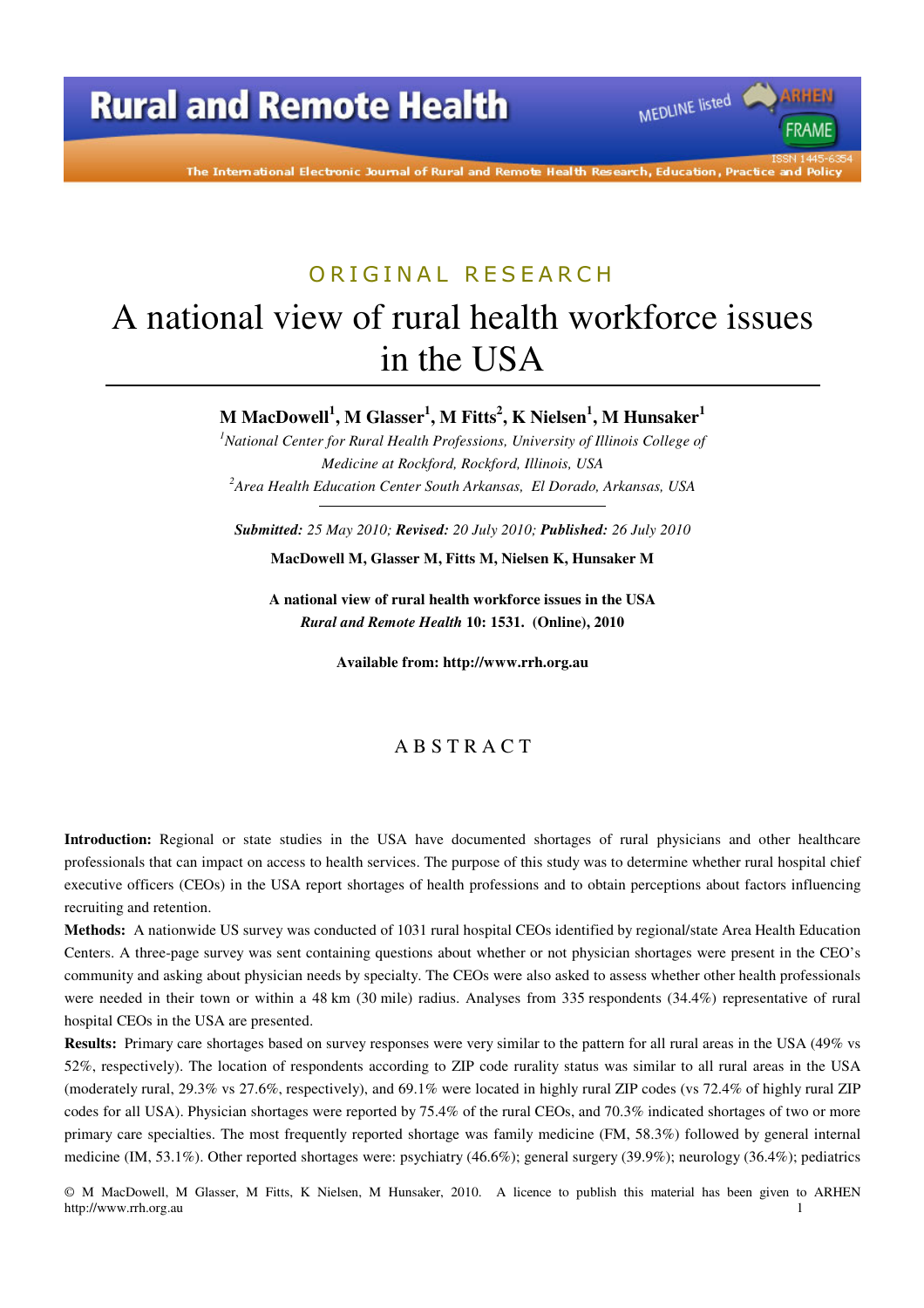ORIGINAL RESEARCH

# A national view of rural health workforce issues in the USA

**M MacDowell[1], M Glasser[1], M Fitts[2], K Nielsen[1], M Hunsaker[1]**

[1]*National Center for Rural Health Professions, University of Illinois College of Medicine at Rockford, Rockford, Illinois, USA*

[2]*Area Health Education Center South Arkansas, El Dorado, Arkansas, USA*

***Submitted:*** *25 May 2010;* ***Revised:*** *20 July 2010;* ***Published:*** *26 July 2010*

**MacDowell M, Glasser M, Fitts M, Nielsen K, Hunsaker M**

**A national view of rural health workforce issues in the USA**
***Rural and Remote Health*** **10: 1531. (Online), 2010**

**Available from: http://www.rrh.org.au**

## ABSTRACT

**Introduction:** Regional or state studies in the USA have documented shortages of rural physicians and other healthcare professionals that can impact on access to health services. The purpose of this study was to determine whether rural hospital chief executive officers (CEOs) in the USA report shortages of health professions and to obtain perceptions about factors influencing recruiting and retention.

**Methods:** A nationwide US survey was conducted of 1031 rural hospital CEOs identified by regional/state Area Health Education Centers. A three-page survey was sent containing questions about whether or not physician shortages were present in the CEO's community and asking about physician needs by specialty. The CEOs were also asked to assess whether other health professionals were needed in their town or within a 48 km (30 mile) radius. Analyses from 335 respondents (34.4%) representative of rural hospital CEOs in the USA are presented.

**Results:** Primary care shortages based on survey responses were very similar to the pattern for all rural areas in the USA (49% vs 52%, respectively). The location of respondents according to ZIP code rurality status was similar to all rural areas in the USA (moderately rural, 29.3% vs 27.6%, respectively), and 69.1% were located in highly rural ZIP codes (vs 72.4% of highly rural ZIP codes for all USA). Physician shortages were reported by 75.4% of the rural CEOs, and 70.3% indicated shortages of two or more primary care specialties. The most frequently reported shortage was family medicine (FM, 58.3%) followed by general internal medicine (IM, 53.1%). Other reported shortages were: psychiatry (46.6%); general surgery (39.9%); neurology (36.4%); pediatrics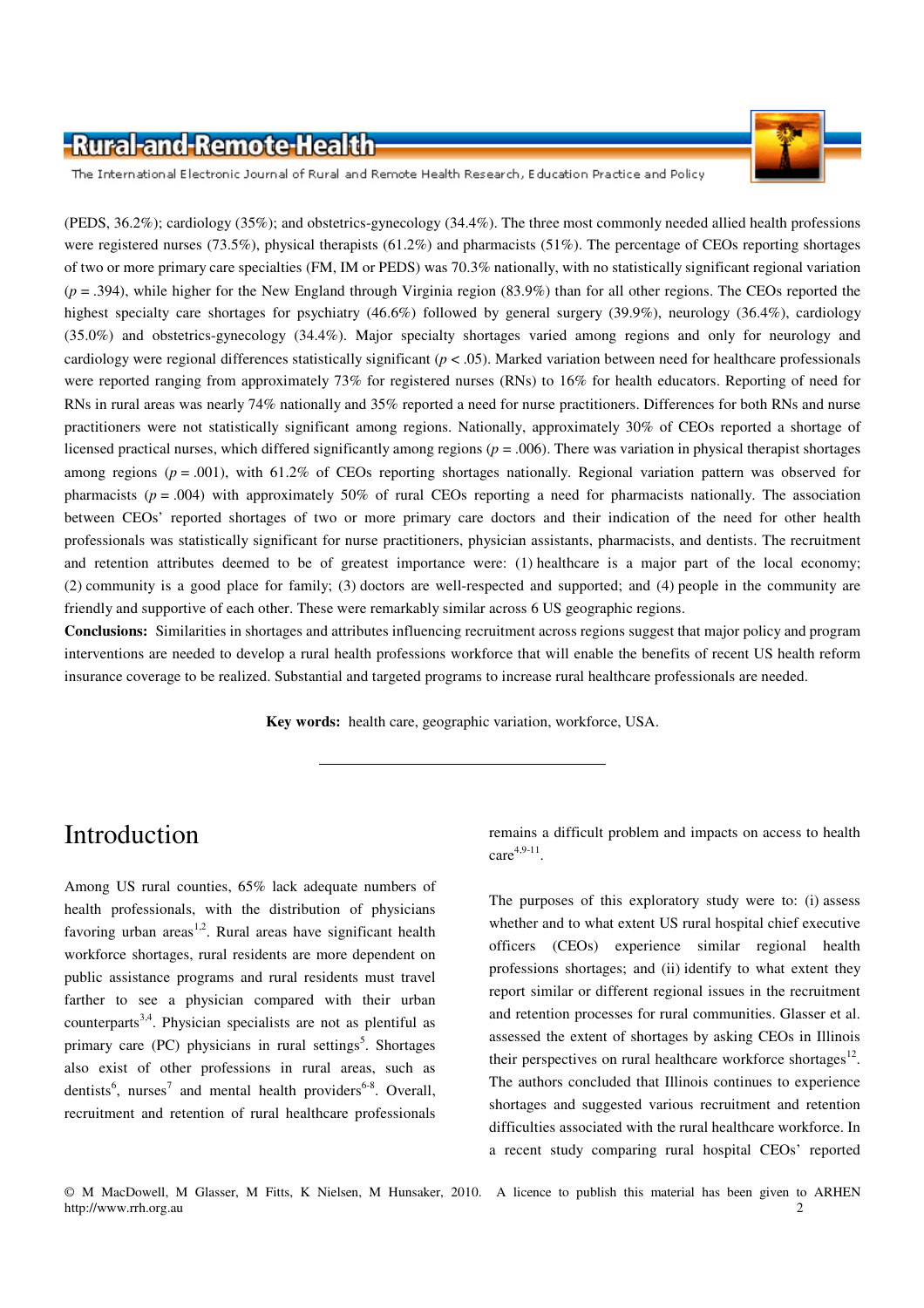(PEDS, 36.2%); cardiology (35%); and obstetrics-gynecology (34.4%). The three most commonly needed allied health professions were registered nurses (73.5%), physical therapists (61.2%) and pharmacists (51%). The percentage of CEOs reporting shortages of two or more primary care specialties (FM, IM or PEDS) was 70.3% nationally, with no statistically significant regional variation ($p = .394$), while higher for the New England through Virginia region (83.9%) than for all other regions. The CEOs reported the highest specialty care shortages for psychiatry (46.6%) followed by general surgery (39.9%), neurology (36.4%), cardiology (35.0%) and obstetrics-gynecology (34.4%). Major specialty shortages varied among regions and only for neurology and cardiology were regional differences statistically significant ($p < .05$). Marked variation between need for healthcare professionals were reported ranging from approximately 73% for registered nurses (RNs) to 16% for health educators. Reporting of need for RNs in rural areas was nearly 74% nationally and 35% reported a need for nurse practitioners. Differences for both RNs and nurse practitioners were not statistically significant among regions. Nationally, approximately 30% of CEOs reported a shortage of licensed practical nurses, which differed significantly among regions ($p = .006$). There was variation in physical therapist shortages among regions ($p = .001$), with 61.2% of CEOs reporting shortages nationally. Regional variation pattern was observed for pharmacists ($p = .004$) with approximately 50% of rural CEOs reporting a need for pharmacists nationally. The association between CEOs' reported shortages of two or more primary care doctors and their indication of the need for other health professionals was statistically significant for nurse practitioners, physician assistants, pharmacists, and dentists. The recruitment and retention attributes deemed to be of greatest importance were: (1) healthcare is a major part of the local economy; (2) community is a good place for family; (3) doctors are well-respected and supported; and (4) people in the community are friendly and supportive of each other. These were remarkably similar across 6 US geographic regions.

**Conclusions:** Similarities in shortages and attributes influencing recruitment across regions suggest that major policy and program interventions are needed to develop a rural health professions workforce that will enable the benefits of recent US health reform insurance coverage to be realized. Substantial and targeted programs to increase rural healthcare professionals are needed.

**Key words:** health care, geographic variation, workforce, USA.

---

## Introduction

Among US rural counties, 65% lack adequate numbers of health professionals, with the distribution of physicians favoring urban areas[1,2]. Rural areas have significant health workforce shortages, rural residents are more dependent on public assistance programs and rural residents must travel farther to see a physician compared with their urban counterparts[3,4]. Physician specialists are not as plentiful as primary care (PC) physicians in rural settings[5]. Shortages also exist of other professions in rural areas, such as dentists[6], nurses[7] and mental health providers[6-8]. Overall, recruitment and retention of rural healthcare professionals remains a difficult problem and impacts on access to health care[4,9-11].

The purposes of this exploratory study were to: (i) assess whether and to what extent US rural hospital chief executive officers (CEOs) experience similar regional health professions shortages; and (ii) identify to what extent they report similar or different regional issues in the recruitment and retention processes for rural communities. Glasser et al. assessed the extent of shortages by asking CEOs in Illinois their perspectives on rural healthcare workforce shortages[12]. The authors concluded that Illinois continues to experience shortages and suggested various recruitment and retention difficulties associated with the rural healthcare workforce. In a recent study comparing rural hospital CEOs' reported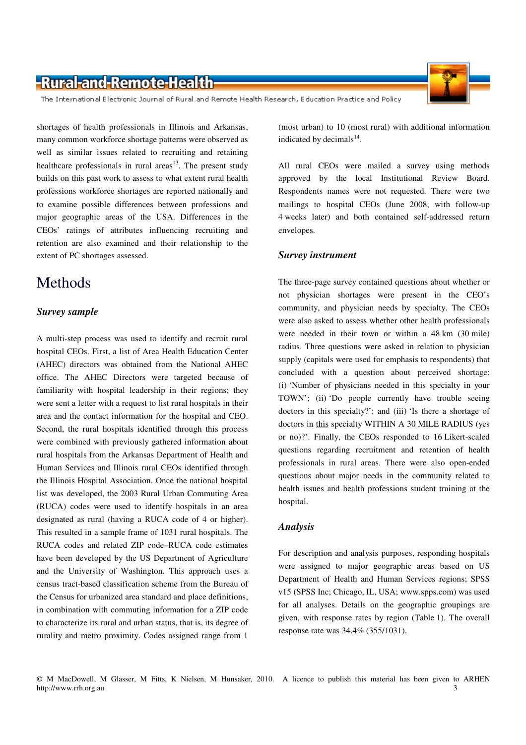shortages of health professionals in Illinois and Arkansas, many common workforce shortage patterns were observed as well as similar issues related to recruiting and retaining healthcare professionals in rural areas[13]. The present study builds on this past work to assess to what extent rural health professions workforce shortages are reported nationally and to examine possible differences between professions and major geographic areas of the USA. Differences in the CEOs' ratings of attributes influencing recruiting and retention are also examined and their relationship to the extent of PC shortages assessed.

# Methods

### *Survey sample*

A multi-step process was used to identify and recruit rural hospital CEOs. First, a list of Area Health Education Center (AHEC) directors was obtained from the National AHEC office. The AHEC Directors were targeted because of familiarity with hospital leadership in their regions; they were sent a letter with a request to list rural hospitals in their area and the contact information for the hospital and CEO. Second, the rural hospitals identified through this process were combined with previously gathered information about rural hospitals from the Arkansas Department of Health and Human Services and Illinois rural CEOs identified through the Illinois Hospital Association. Once the national hospital list was developed, the 2003 Rural Urban Commuting Area (RUCA) codes were used to identify hospitals in an area designated as rural (having a RUCA code of 4 or higher). This resulted in a sample frame of 1031 rural hospitals. The RUCA codes and related ZIP code–RUCA code estimates have been developed by the US Department of Agriculture and the University of Washington. This approach uses a census tract-based classification scheme from the Bureau of the Census for urbanized area standard and place definitions, in combination with commuting information for a ZIP code to characterize its rural and urban status, that is, its degree of rurality and metro proximity. Codes assigned range from 1 (most urban) to 10 (most rural) with additional information indicated by decimals[14].

All rural CEOs were mailed a survey using methods approved by the local Institutional Review Board. Respondents names were not requested. There were two mailings to hospital CEOs (June 2008, with follow-up 4 weeks later) and both contained self-addressed return envelopes.

### *Survey instrument*

The three-page survey contained questions about whether or not physician shortages were present in the CEO's community, and physician needs by specialty. The CEOs were also asked to assess whether other health professionals were needed in their town or within a 48 km (30 mile) radius. Three questions were asked in relation to physician supply (capitals were used for emphasis to respondents) that concluded with a question about perceived shortage: (i) 'Number of physicians needed in this specialty in your TOWN'; (ii) 'Do people currently have trouble seeing doctors in this specialty?'; and (iii) 'Is there a shortage of doctors in <u>this</u> specialty WITHIN A 30 MILE RADIUS (yes or no)?'. Finally, the CEOs responded to 16 Likert-scaled questions regarding recruitment and retention of health professionals in rural areas. There were also open-ended questions about major needs in the community related to health issues and health professions student training at the hospital.

### *Analysis*

For description and analysis purposes, responding hospitals were assigned to major geographic areas based on US Department of Health and Human Services regions; SPSS v15 (SPSS Inc; Chicago, IL, USA; www.spps.com) was used for all analyses. Details on the geographic groupings are given, with response rates by region (Table 1). The overall response rate was 34.4% (355/1031).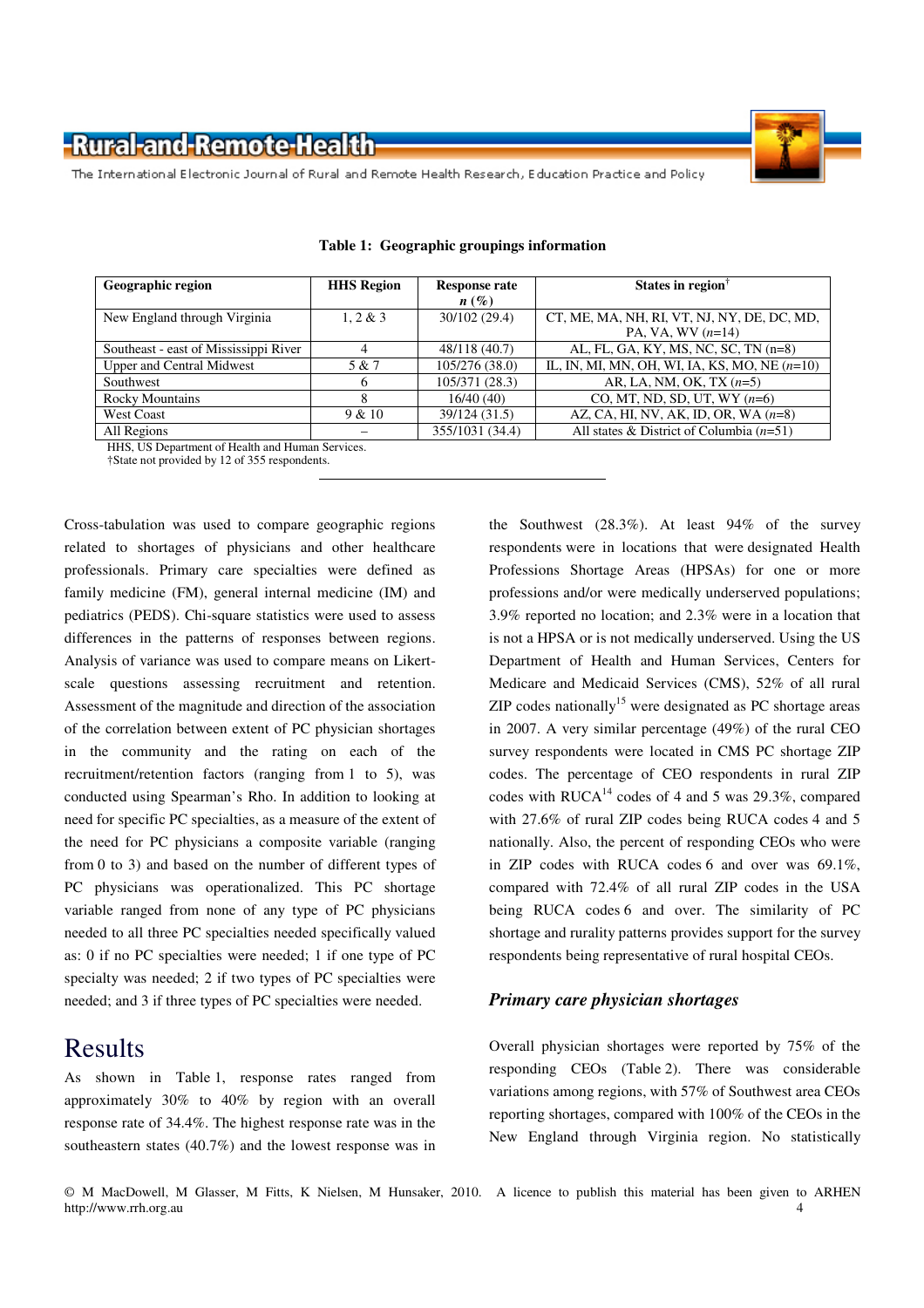**Table 1: Geographic groupings information**

| Geographic region | HHS Region | Response rate *n* (%) | States in region† |
|---|---|---|---|
| New England through Virginia | 1, 2 & 3 | 30/102 (29.4) | CT, ME, MA, NH, RI, VT, NJ, NY, DE, DC, MD, PA, VA, WV (*n*=14) |
| Southeast - east of Mississippi River | 4 | 48/118 (40.7) | AL, FL, GA, KY, MS, NC, SC, TN (n=8) |
| Upper and Central Midwest | 5 & 7 | 105/276 (38.0) | IL, IN, MI, MN, OH, WI, IA, KS, MO, NE (*n*=10) |
| Southwest | 6 | 105/371 (28.3) | AR, LA, NM, OK, TX (*n*=5) |
| Rocky Mountains | 8 | 16/40 (40) | CO, MT, ND, SD, UT, WY (*n*=6) |
| West Coast | 9 & 10 | 39/124 (31.5) | AZ, CA, HI, NV, AK, ID, OR, WA (*n*=8) |
| All Regions | – | 355/1031 (34.4) | All states & District of Columbia (*n*=51) |

HHS, US Department of Health and Human Services.
†State not provided by 12 of 355 respondents.

Cross-tabulation was used to compare geographic regions related to shortages of physicians and other healthcare professionals. Primary care specialties were defined as family medicine (FM), general internal medicine (IM) and pediatrics (PEDS). Chi-square statistics were used to assess differences in the patterns of responses between regions. Analysis of variance was used to compare means on Likert-scale questions assessing recruitment and retention. Assessment of the magnitude and direction of the association of the correlation between extent of PC physician shortages in the community and the rating on each of the recruitment/retention factors (ranging from 1 to 5), was conducted using Spearman's Rho. In addition to looking at need for specific PC specialties, as a measure of the extent of the need for PC physicians a composite variable (ranging from 0 to 3) and based on the number of different types of PC physicians was operationalized. This PC shortage variable ranged from none of any type of PC physicians needed to all three PC specialties needed specifically valued as: 0 if no PC specialties were needed; 1 if one type of PC specialty was needed; 2 if two types of PC specialties were needed; and 3 if three types of PC specialties were needed.

## Results

As shown in Table 1, response rates ranged from approximately 30% to 40% by region with an overall response rate of 34.4%. The highest response rate was in the southeastern states (40.7%) and the lowest response was in the Southwest (28.3%). At least 94% of the survey respondents were in locations that were designated Health Professions Shortage Areas (HPSAs) for one or more professions and/or were medically underserved populations; 3.9% reported no location; and 2.3% were in a location that is not a HPSA or is not medically underserved. Using the US Department of Health and Human Services, Centers for Medicare and Medicaid Services (CMS), 52% of all rural ZIP codes nationally[15] were designated as PC shortage areas in 2007. A very similar percentage (49%) of the rural CEO survey respondents were located in CMS PC shortage ZIP codes. The percentage of CEO respondents in rural ZIP codes with RUCA[14] codes of 4 and 5 was 29.3%, compared with 27.6% of rural ZIP codes being RUCA codes 4 and 5 nationally. Also, the percent of responding CEOs who were in ZIP codes with RUCA codes 6 and over was 69.1%, compared with 72.4% of all rural ZIP codes in the USA being RUCA codes 6 and over. The similarity of PC shortage and rurality patterns provides support for the survey respondents being representative of rural hospital CEOs.

### *Primary care physician shortages*

Overall physician shortages were reported by 75% of the responding CEOs (Table 2). There was considerable variations among regions, with 57% of Southwest area CEOs reporting shortages, compared with 100% of the CEOs in the New England through Virginia region. No statistically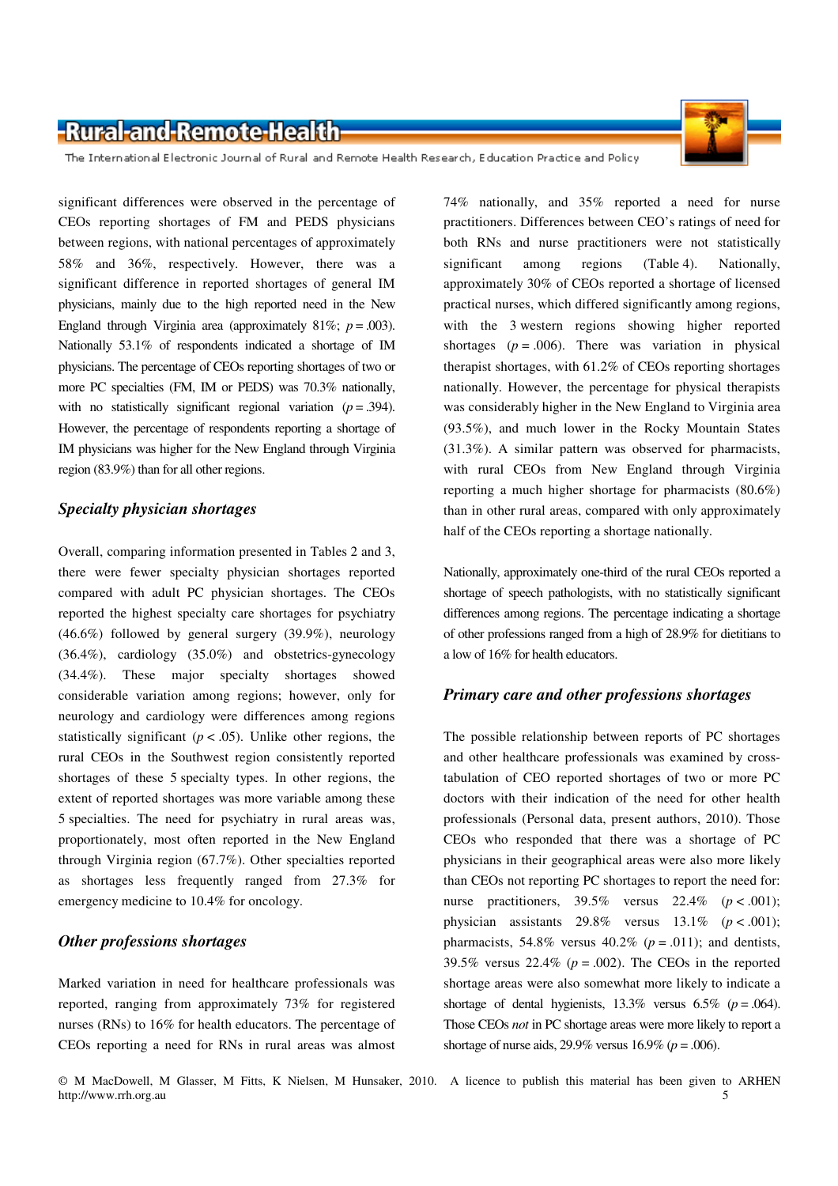significant differences were observed in the percentage of CEOs reporting shortages of FM and PEDS physicians between regions, with national percentages of approximately 58% and 36%, respectively. However, there was a significant difference in reported shortages of general IM physicians, mainly due to the high reported need in the New England through Virginia area (approximately 81%; $p = .003$). Nationally 53.1% of respondents indicated a shortage of IM physicians. The percentage of CEOs reporting shortages of two or more PC specialties (FM, IM or PEDS) was 70.3% nationally, with no statistically significant regional variation ($p = .394$). However, the percentage of respondents reporting a shortage of IM physicians was higher for the New England through Virginia region (83.9%) than for all other regions.

### *Specialty physician shortages*

Overall, comparing information presented in Tables 2 and 3, there were fewer specialty physician shortages reported compared with adult PC physician shortages. The CEOs reported the highest specialty care shortages for psychiatry (46.6%) followed by general surgery (39.9%), neurology (36.4%), cardiology (35.0%) and obstetrics-gynecology (34.4%). These major specialty shortages showed considerable variation among regions; however, only for neurology and cardiology were differences among regions statistically significant ($p < .05$). Unlike other regions, the rural CEOs in the Southwest region consistently reported shortages of these 5 specialty types. In other regions, the extent of reported shortages was more variable among these 5 specialties. The need for psychiatry in rural areas was, proportionately, most often reported in the New England through Virginia region (67.7%). Other specialties reported as shortages less frequently ranged from 27.3% for emergency medicine to 10.4% for oncology.

### *Other professions shortages*

Marked variation in need for healthcare professionals was reported, ranging from approximately 73% for registered nurses (RNs) to 16% for health educators. The percentage of CEOs reporting a need for RNs in rural areas was almost 74% nationally, and 35% reported a need for nurse practitioners. Differences between CEO's ratings of need for both RNs and nurse practitioners were not statistically significant among regions (Table 4). Nationally, approximately 30% of CEOs reported a shortage of licensed practical nurses, which differed significantly among regions, with the 3 western regions showing higher reported shortages ($p = .006$). There was variation in physical therapist shortages, with 61.2% of CEOs reporting shortages nationally. However, the percentage for physical therapists was considerably higher in the New England to Virginia area (93.5%), and much lower in the Rocky Mountain States (31.3%). A similar pattern was observed for pharmacists, with rural CEOs from New England through Virginia reporting a much higher shortage for pharmacists (80.6%) than in other rural areas, compared with only approximately half of the CEOs reporting a shortage nationally.

Nationally, approximately one-third of the rural CEOs reported a shortage of speech pathologists, with no statistically significant differences among regions. The percentage indicating a shortage of other professions ranged from a high of 28.9% for dietitians to a low of 16% for health educators.

### *Primary care and other professions shortages*

The possible relationship between reports of PC shortages and other healthcare professionals was examined by cross-tabulation of CEO reported shortages of two or more PC doctors with their indication of the need for other health professionals (Personal data, present authors, 2010). Those CEOs who responded that there was a shortage of PC physicians in their geographical areas were also more likely than CEOs not reporting PC shortages to report the need for: nurse practitioners, 39.5% versus 22.4% ($p < .001$); physician assistants 29.8% versus 13.1% ($p < .001$); pharmacists, 54.8% versus 40.2% ($p = .011$); and dentists, 39.5% versus 22.4% ($p = .002$). The CEOs in the reported shortage areas were also somewhat more likely to indicate a shortage of dental hygienists, 13.3% versus 6.5% ($p = .064$). Those CEOs *not* in PC shortage areas were more likely to report a shortage of nurse aids, 29.9% versus 16.9% ($p = .006$).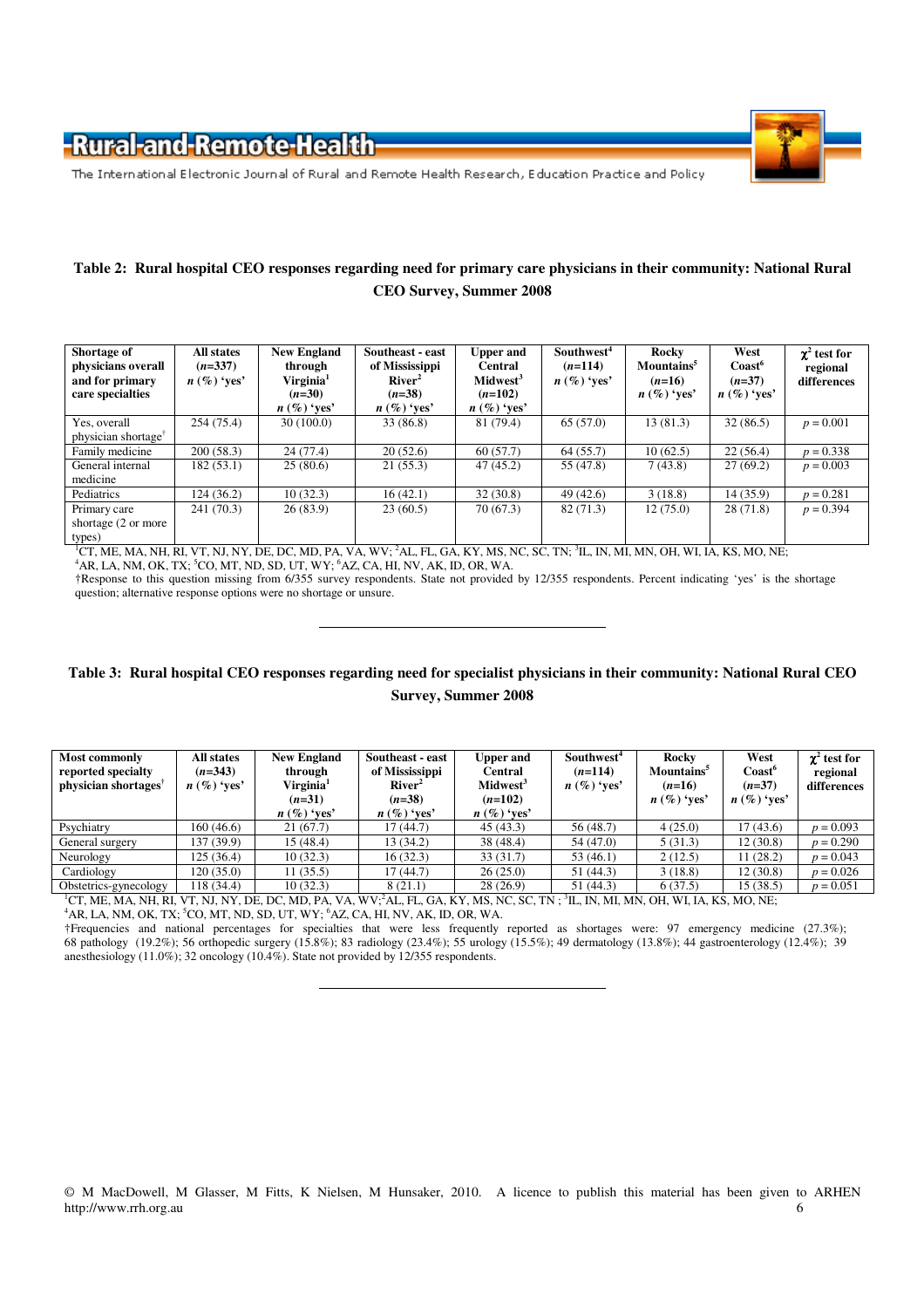**Table 2: Rural hospital CEO responses regarding need for primary care physicians in their community: National Rural CEO Survey, Summer 2008**

| Shortage of physicians overall and for primary care specialties | All states ($n$=337) $n$ (%) 'yes' | New England through Virginia[1] ($n$=30) $n$ (%) 'yes' | Southeast - east of Mississippi River[2] ($n$=38) $n$ (%) 'yes' | Upper and Central Midwest[3] ($n$=102) $n$ (%) 'yes' | Southwest[4] ($n$=114) $n$ (%) 'yes' | Rocky Mountains[5] ($n$=16) $n$ (%) 'yes' | West Coast[6] ($n$=37) $n$ (%) 'yes' | $\chi^2$ test for regional differences |
|---|---|---|---|---|---|---|---|---|
| Yes, overall physician shortage† | 254 (75.4) | 30 (100.0) | 33 (86.8) | 81 (79.4) | 65 (57.0) | 13 (81.3) | 32 (86.5) | $p$ = 0.001 |
| Family medicine | 200 (58.3) | 24 (77.4) | 20 (52.6) | 60 (57.7) | 64 (55.7) | 10 (62.5) | 22 (56.4) | $p$ = 0.338 |
| General internal medicine | 182 (53.1) | 25 (80.6) | 21 (55.3) | 47 (45.2) | 55 (47.8) | 7 (43.8) | 27 (69.2) | $p$ = 0.003 |
| Pediatrics | 124 (36.2) | 10 (32.3) | 16 (42.1) | 32 (30.8) | 49 (42.6) | 3 (18.8) | 14 (35.9) | $p$ = 0.281 |
| Primary care shortage (2 or more types) | 241 (70.3) | 26 (83.9) | 23 (60.5) | 70 (67.3) | 82 (71.3) | 12 (75.0) | 28 (71.8) | $p$ = 0.394 |

[1]CT, ME, MA, NH, RI, VT, NJ, NY, DE, DC, MD, PA, VA, WV; [2]AL, FL, GA, KY, MS, NC, SC, TN; [3]IL, IN, MI, MN, OH, WI, IA, KS, MO, NE; [4]AR, LA, NM, OK, TX; [5]CO, MT, ND, SD, UT, WY; [6]AZ, CA, HI, NV, AK, ID, OR, WA.
†Response to this question missing from 6/355 survey respondents. State not provided by 12/355 respondents. Percent indicating 'yes' is the shortage question; alternative response options were no shortage or unsure.

**Table 3: Rural hospital CEO responses regarding need for specialist physicians in their community: National Rural CEO Survey, Summer 2008**

| Most commonly reported specialty physician shortages† | All states ($n$=343) $n$ (%) 'yes' | New England through Virginia[1] ($n$=31) $n$ (%) 'yes' | Southeast - east of Mississippi River[2] ($n$=38) $n$ (%) 'yes' | Upper and Central Midwest[3] ($n$=102) $n$ (%) 'yes' | Southwest[4] ($n$=114) $n$ (%) 'yes' | Rocky Mountains[5] ($n$=16) $n$ (%) 'yes' | West Coast[6] ($n$=37) $n$ (%) 'yes' | $\chi^2$ test for regional differences |
|---|---|---|---|---|---|---|---|---|
| Psychiatry | 160 (46.6) | 21 (67.7) | 17 (44.7) | 45 (43.3) | 56 (48.7) | 4 (25.0) | 17 (43.6) | $p$ = 0.093 |
| General surgery | 137 (39.9) | 15 (48.4) | 13 (34.2) | 38 (48.4) | 54 (47.0) | 5 (31.3) | 12 (30.8) | $p$ = 0.290 |
| Neurology | 125 (36.4) | 10 (32.3) | 16 (32.3) | 33 (31.7) | 53 (46.1) | 2 (12.5) | 11 (28.2) | $p$ = 0.043 |
| Cardiology | 120 (35.0) | 11 (35.5) | 17 (44.7) | 26 (25.0) | 51 (44.3) | 3 (18.8) | 12 (30.8) | $p$ = 0.026 |
| Obstetrics-gynecology | 118 (34.4) | 10 (32.3) | 8 (21.1) | 28 (26.9) | 51 (44.3) | 6 (37.5) | 15 (38.5) | $p$ = 0.051 |

[1]CT, ME, MA, NH, RI, VT, NJ, NY, DE, DC, MD, PA, VA, WV; [2]AL, FL, GA, KY, MS, NC, SC, TN ; [3]IL, IN, MI, MN, OH, WI, IA, KS, MO, NE; [4]AR, LA, NM, OK, TX; [5]CO, MT, ND, SD, UT, WY; [6]AZ, CA, HI, NV, AK, ID, OR, WA.
†Frequencies and national percentages for specialties that were less frequently reported as shortages were: 97 emergency medicine (27.3%); 68 pathology (19.2%); 56 orthopedic surgery (15.8%); 83 radiology (23.4%); 55 urology (15.5%); 49 dermatology (13.8%); 44 gastroenterology (12.4%); 39 anesthesiology (11.0%); 32 oncology (10.4%). State not provided by 12/355 respondents.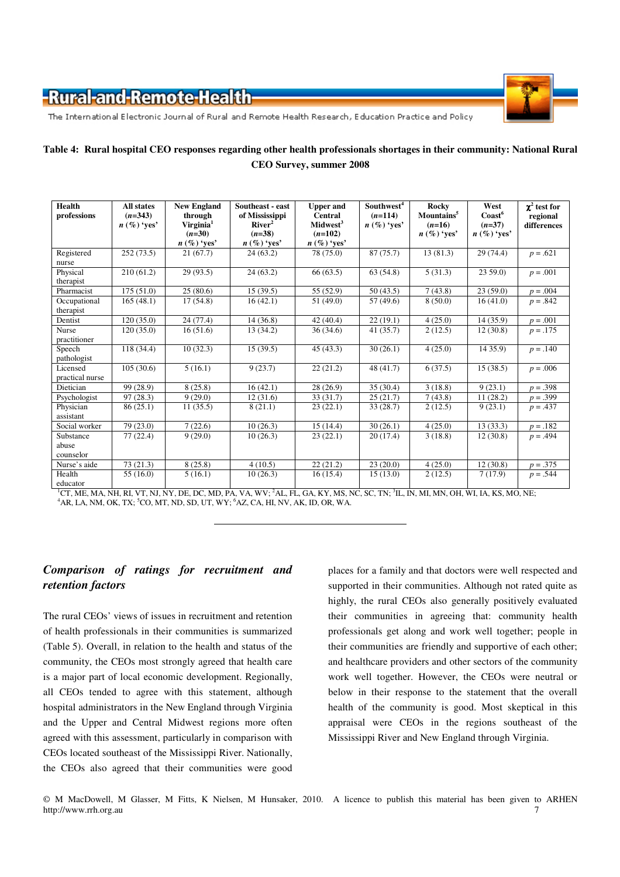**Table 4: Rural hospital CEO responses regarding other health professionals shortages in their community: National Rural CEO Survey, summer 2008**

| Health professions | All states (*n*=343) *n* (%) 'yes' | New England through Virginia[1] (*n*=30) *n* (%) 'yes' | Southeast - east of Mississippi River[2] (*n*=38) *n* (%) 'yes' | Upper and Central Midwest[3] (*n*=102) *n* (%) 'yes' | Southwest[4] (*n*=114) *n* (%) 'yes' | Rocky Mountains[5] (*n*=16) *n* (%) 'yes' | West Coast[6] (*n*=37) *n* (%) 'yes' | $\chi^2$ test for regional differences |
|---|---|---|---|---|---|---|---|---|
| Registered nurse | 252 (73.5) | 21 (67.7) | 24 (63.2) | 78 (75.0) | 87 (75.7) | 13 (81.3) | 29 (74.4) | $p$ = .621 |
| Physical therapist | 210 (61.2) | 29 (93.5) | 24 (63.2) | 66 (63.5) | 63 (54.8) | 5 (31.3) | 23 59.0) | $p$ = .001 |
| Pharmacist | 175 (51.0) | 25 (80.6) | 15 (39.5) | 55 (52.9) | 50 (43.5) | 7 (43.8) | 23 (59.0) | $p$ = .004 |
| Occupational therapist | 165 (48.1) | 17 (54.8) | 16 (42.1) | 51 (49.0) | 57 (49.6) | 8 (50.0) | 16 (41.0) | $p$ = .842 |
| Dentist | 120 (35.0) | 24 (77.4) | 14 (36.8) | 42 (40.4) | 22 (19.1) | 4 (25.0) | 14 (35.9) | $p$ = .001 |
| Nurse practitioner | 120 (35.0) | 16 (51.6) | 13 (34.2) | 36 (34.6) | 41 (35.7) | 2 (12.5) | 12 (30.8) | $p$ = .175 |
| Speech pathologist | 118 (34.4) | 10 (32.3) | 15 (39.5) | 45 (43.3) | 30 (26.1) | 4 (25.0) | 14 35.9) | $p$ = .140 |
| Licensed practical nurse | 105 (30.6) | 5 (16.1) | 9 (23.7) | 22 (21.2) | 48 (41.7) | 6 (37.5) | 15 (38.5) | $p$ = .006 |
| Dietician | 99 (28.9) | 8 (25.8) | 16 (42.1) | 28 (26.9) | 35 (30.4) | 3 (18.8) | 9 (23.1) | $p$ = .398 |
| Psychologist | 97 (28.3) | 9 (29.0) | 12 (31.6) | 33 (31.7) | 25 (21.7) | 7 (43.8) | 11 (28.2) | $p$ = .399 |
| Physician assistant | 86 (25.1) | 11 (35.5) | 8 (21.1) | 23 (22.1) | 33 (28.7) | 2 (12.5) | 9 (23.1) | $p$ = .437 |
| Social worker | 79 (23.0) | 7 (22.6) | 10 (26.3) | 15 (14.4) | 30 (26.1) | 4 (25.0) | 13 (33.3) | $p$ = .182 |
| Substance abuse counselor | 77 (22.4) | 9 (29.0) | 10 (26.3) | 23 (22.1) | 20 (17.4) | 3 (18.8) | 12 (30.8) | $p$ = .494 |
| Nurse's aide | 73 (21.3) | 8 (25.8) | 4 (10.5) | 22 (21.2) | 23 (20.0) | 4 (25.0) | 12 (30.8) | $p$ = .375 |
| Health educator | 55 (16.0) | 5 (16.1) | 10 (26.3) | 16 (15.4) | 15 (13.0) | 2 (12.5) | 7 (17.9) | $p$ = .544 |

[1]CT, ME, MA, NH, RI, VT, NJ, NY, DE, DC, MD, PA, VA, WV; [2]AL, FL, GA, KY, MS, NC, SC, TN; [3]IL, IN, MI, MN, OH, WI, IA, KS, MO, NE; [4]AR, LA, NM, OK, TX; [5]CO, MT, ND, SD, UT, WY; [6]AZ, CA, HI, NV, AK, ID, OR, WA.

### *Comparison of ratings for recruitment and retention factors*

The rural CEOs' views of issues in recruitment and retention of health professionals in their communities is summarized (Table 5). Overall, in relation to the health and status of the community, the CEOs most strongly agreed that health care is a major part of local economic development. Regionally, all CEOs tended to agree with this statement, although hospital administrators in the New England through Virginia and the Upper and Central Midwest regions more often agreed with this assessment, particularly in comparison with CEOs located southeast of the Mississippi River. Nationally, the CEOs also agreed that their communities were good places for a family and that doctors were well respected and supported in their communities. Although not rated quite as highly, the rural CEOs also generally positively evaluated their communities in agreeing that: community health professionals get along and work well together; people in their communities are friendly and supportive of each other; and healthcare providers and other sectors of the community work well together. However, the CEOs were neutral or below in their response to the statement that the overall health of the community is good. Most skeptical in this appraisal were CEOs in the regions southeast of the Mississippi River and New England through Virginia.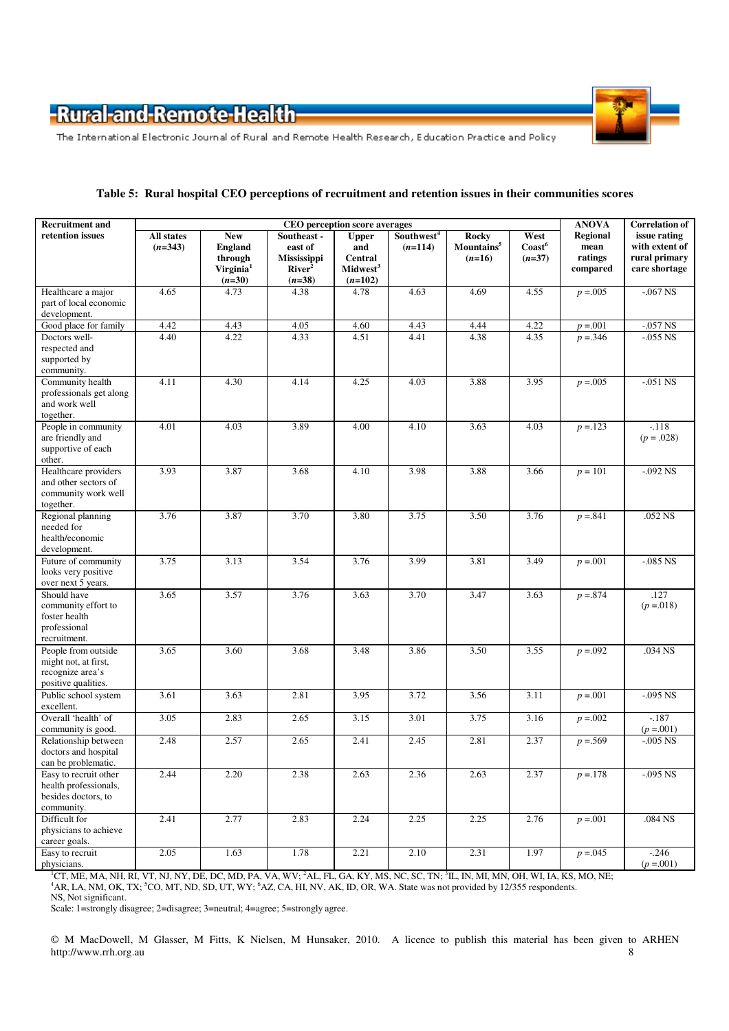**Table 5: Rural hospital CEO perceptions of recruitment and retention issues in their communities scores**

| Recruitment and retention issues | CEO perception score averages | | | | | | | ANOVA | Correlation of |
|---|---|---|---|---|---|---|---|---|---|
| | All states (*n*=343) | New England through Virginia[1] (*n*=30) | Southeast - east of Mississippi River[2] (*n*=38) | Upper and Central Midwest[3] (*n*=102) | Southwest[4] (*n*=114) | Rocky Mountains[5] (*n*=16) | West Coast[6] (*n*=37) | Regional mean ratings compared | issue rating with extent of rural primary care shortage |
| Healthcare a major part of local economic development. | 4.65 | 4.73 | 4.38 | 4.78 | 4.63 | 4.69 | 4.55 | *p* =.005 | -.067 NS |
| Good place for family | 4.42 | 4.43 | 4.05 | 4.60 | 4.43 | 4.44 | 4.22 | *p* =.001 | -.057 NS |
| Doctors well-respected and supported by community. | 4.40 | 4.22 | 4.33 | 4.51 | 4.41 | 4.38 | 4.35 | *p* =.346 | -.055 NS |
| Community health professionals get along and work well together. | 4.11 | 4.30 | 4.14 | 4.25 | 4.03 | 3.88 | 3.95 | *p* =.005 | -.051 NS |
| People in community are friendly and supportive of each other. | 4.01 | 4.03 | 3.89 | 4.00 | 4.10 | 3.63 | 4.03 | *p* =.123 | -.118 (*p* = .028) |
| Healthcare providers and other sectors of community work well together. | 3.93 | 3.87 | 3.68 | 4.10 | 3.98 | 3.88 | 3.66 | *p* = 101 | -.092 NS |
| Regional planning needed for health/economic development. | 3.76 | 3.87 | 3.70 | 3.80 | 3.75 | 3.50 | 3.76 | *p* =.841 | .052 NS |
| Future of community looks very positive over next 5 years. | 3.75 | 3.13 | 3.54 | 3.76 | 3.99 | 3.81 | 3.49 | *p* =.001 | -.085 NS |
| Should have community effort to foster health professional recruitment. | 3.65 | 3.57 | 3.76 | 3.63 | 3.70 | 3.47 | 3.63 | *p* =.874 | .127 (*p* =.018) |
| People from outside might not, at first, recognize area's positive qualities. | 3.65 | 3.60 | 3.68 | 3.48 | 3.86 | 3.50 | 3.55 | *p* =.092 | .034 NS |
| Public school system excellent. | 3.61 | 3.63 | 2.81 | 3.95 | 3.72 | 3.56 | 3.11 | *p* =.001 | -.095 NS |
| Overall 'health' of community is good. | 3.05 | 2.83 | 2.65 | 3.15 | 3.01 | 3.75 | 3.16 | *p* =.002 | -.187 (*p* =.001) |
| Relationship between doctors and hospital can be problematic. | 2.48 | 2.57 | 2.65 | 2.41 | 2.45 | 2.81 | 2.37 | *p* =.569 | -.005 NS |
| Easy to recruit other health professionals, besides doctors, to community. | 2.44 | 2.20 | 2.38 | 2.63 | 2.36 | 2.63 | 2.37 | *p* =.178 | -.095 NS |
| Difficult for physicians to achieve career goals. | 2.41 | 2.77 | 2.83 | 2.24 | 2.25 | 2.25 | 2.76 | *p* =.001 | .084 NS |
| Easy to recruit physicians. | 2.05 | 1.63 | 1.78 | 2.21 | 2.10 | 2.31 | 1.97 | *p* =.045 | -.246 (*p* =.001) |

[1]CT, ME, MA, NH, RI, VT, NJ, NY, DE, DC, MD, PA, VA, WV; [2]AL, FL, GA, KY, MS, NC, SC, TN; [3]IL, IN, MI, MN, OH, WI, IA, KS, MO, NE; [4]AR, LA, NM, OK, TX; [5]CO, MT, ND, SD, UT, WY; [6]AZ, CA, HI, NV, AK, ID, OR, WA. State was not provided by 12/355 respondents.
NS, Not significant.
Scale: 1=strongly disagree; 2=disagree; 3=neutral; 4=agree; 5=strongly agree.

© M MacDowell, M Glasser, M Fitts, K Nielsen, M Hunsaker, 2010. A licence to publish this material has been given to ARHEN http://www.rrh.org.au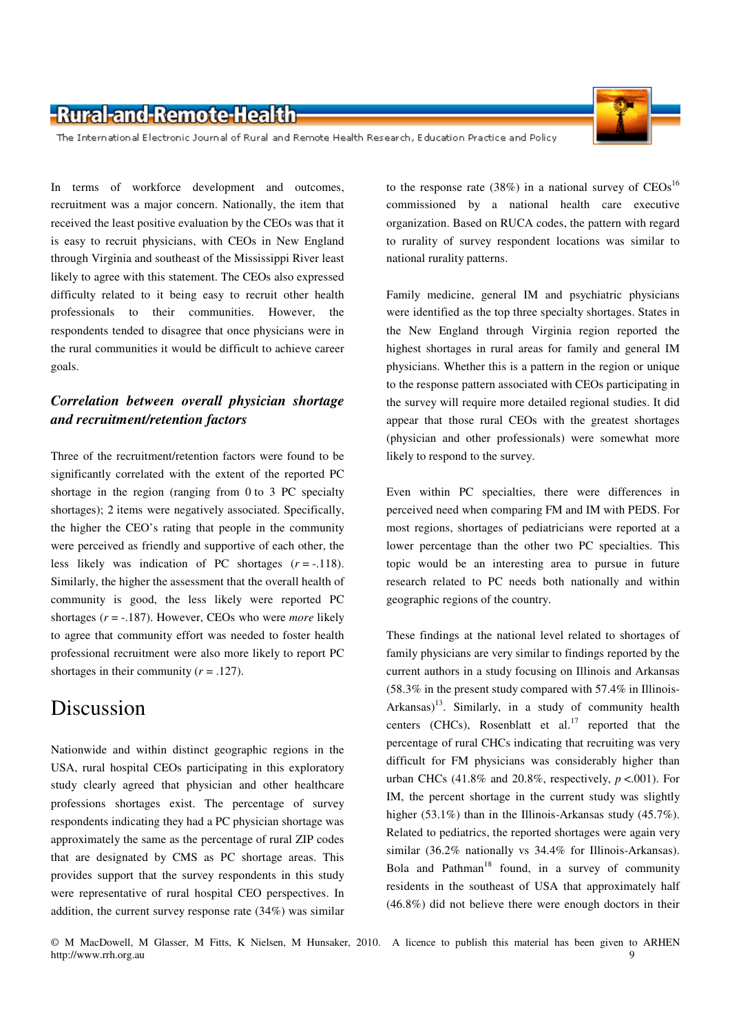In terms of workforce development and outcomes, recruitment was a major concern. Nationally, the item that received the least positive evaluation by the CEOs was that it is easy to recruit physicians, with CEOs in New England through Virginia and southeast of the Mississippi River least likely to agree with this statement. The CEOs also expressed difficulty related to it being easy to recruit other health professionals to their communities. However, the respondents tended to disagree that once physicians were in the rural communities it would be difficult to achieve career goals.

### *Correlation between overall physician shortage and recruitment/retention factors*

Three of the recruitment/retention factors were found to be significantly correlated with the extent of the reported PC shortage in the region (ranging from 0 to 3 PC specialty shortages); 2 items were negatively associated. Specifically, the higher the CEO's rating that people in the community were perceived as friendly and supportive of each other, the less likely was indication of PC shortages ($r = -.118$). Similarly, the higher the assessment that the overall health of community is good, the less likely were reported PC shortages ($r = -.187$). However, CEOs who were *more* likely to agree that community effort was needed to foster health professional recruitment were also more likely to report PC shortages in their community ($r = .127$).

## Discussion

Nationwide and within distinct geographic regions in the USA, rural hospital CEOs participating in this exploratory study clearly agreed that physician and other healthcare professions shortages exist. The percentage of survey respondents indicating they had a PC physician shortage was approximately the same as the percentage of rural ZIP codes that are designated by CMS as PC shortage areas. This provides support that the survey respondents in this study were representative of rural hospital CEO perspectives. In addition, the current survey response rate (34%) was similar to the response rate (38%) in a national survey of CEOs[16] commissioned by a national health care executive organization. Based on RUCA codes, the pattern with regard to rurality of survey respondent locations was similar to national rurality patterns.

Family medicine, general IM and psychiatric physicians were identified as the top three specialty shortages. States in the New England through Virginia region reported the highest shortages in rural areas for family and general IM physicians. Whether this is a pattern in the region or unique to the response pattern associated with CEOs participating in the survey will require more detailed regional studies. It did appear that those rural CEOs with the greatest shortages (physician and other professionals) were somewhat more likely to respond to the survey.

Even within PC specialties, there were differences in perceived need when comparing FM and IM with PEDS. For most regions, shortages of pediatricians were reported at a lower percentage than the other two PC specialties. This topic would be an interesting area to pursue in future research related to PC needs both nationally and within geographic regions of the country.

These findings at the national level related to shortages of family physicians are very similar to findings reported by the current authors in a study focusing on Illinois and Arkansas (58.3% in the present study compared with 57.4% in Illinois-Arkansas)[13]. Similarly, in a study of community health centers (CHCs), Rosenblatt et al.[17] reported that the percentage of rural CHCs indicating that recruiting was very difficult for FM physicians was considerably higher than urban CHCs (41.8% and 20.8%, respectively, $p < .001$). For IM, the percent shortage in the current study was slightly higher (53.1%) than in the Illinois-Arkansas study (45.7%). Related to pediatrics, the reported shortages were again very similar (36.2% nationally vs 34.4% for Illinois-Arkansas). Bola and Pathman[18] found, in a survey of community residents in the southeast of USA that approximately half (46.8%) did not believe there were enough doctors in their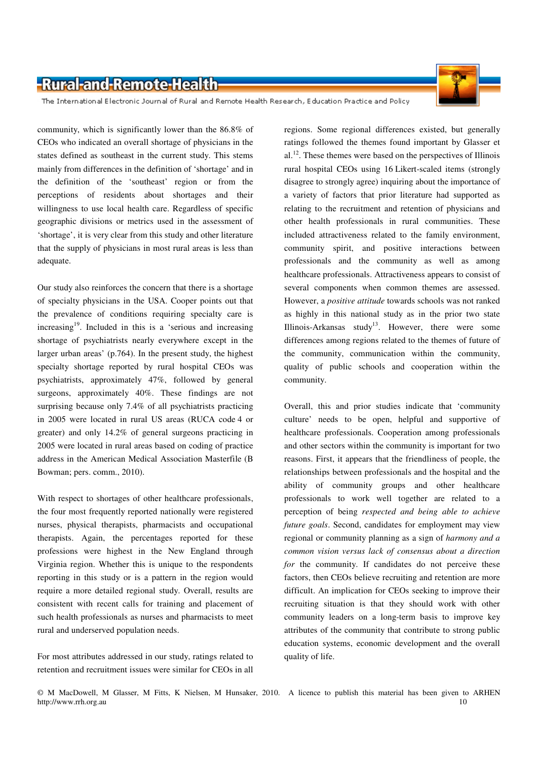community, which is significantly lower than the 86.8% of CEOs who indicated an overall shortage of physicians in the states defined as southeast in the current study. This stems mainly from differences in the definition of 'shortage' and in the definition of the 'southeast' region or from the perceptions of residents about shortages and their willingness to use local health care. Regardless of specific geographic divisions or metrics used in the assessment of 'shortage', it is very clear from this study and other literature that the supply of physicians in most rural areas is less than adequate.

Our study also reinforces the concern that there is a shortage of specialty physicians in the USA. Cooper points out that the prevalence of conditions requiring specialty care is increasing[19]. Included in this is a 'serious and increasing shortage of psychiatrists nearly everywhere except in the larger urban areas' (p.764). In the present study, the highest specialty shortage reported by rural hospital CEOs was psychiatrists, approximately 47%, followed by general surgeons, approximately 40%. These findings are not surprising because only 7.4% of all psychiatrists practicing in 2005 were located in rural US areas (RUCA code 4 or greater) and only 14.2% of general surgeons practicing in 2005 were located in rural areas based on coding of practice address in the American Medical Association Masterfile (B Bowman; pers. comm., 2010).

With respect to shortages of other healthcare professionals, the four most frequently reported nationally were registered nurses, physical therapists, pharmacists and occupational therapists. Again, the percentages reported for these professions were highest in the New England through Virginia region. Whether this is unique to the respondents reporting in this study or is a pattern in the region would require a more detailed regional study. Overall, results are consistent with recent calls for training and placement of such health professionals as nurses and pharmacists to meet rural and underserved population needs.

For most attributes addressed in our study, ratings related to retention and recruitment issues were similar for CEOs in all regions. Some regional differences existed, but generally ratings followed the themes found important by Glasser et al.[12]. These themes were based on the perspectives of Illinois rural hospital CEOs using 16 Likert-scaled items (strongly disagree to strongly agree) inquiring about the importance of a variety of factors that prior literature had supported as relating to the recruitment and retention of physicians and other health professionals in rural communities. These included attractiveness related to the family environment, community spirit, and positive interactions between professionals and the community as well as among healthcare professionals. Attractiveness appears to consist of several components when common themes are assessed. However, a *positive attitude* towards schools was not ranked as highly in this national study as in the prior two state Illinois-Arkansas study[13]. However, there were some differences among regions related to the themes of future of the community, communication within the community, quality of public schools and cooperation within the community.

Overall, this and prior studies indicate that 'community culture' needs to be open, helpful and supportive of healthcare professionals. Cooperation among professionals and other sectors within the community is important for two reasons. First, it appears that the friendliness of people, the relationships between professionals and the hospital and the ability of community groups and other healthcare professionals to work well together are related to a perception of being *respected and being able to achieve future goals*. Second, candidates for employment may view regional or community planning as a sign of *harmony and a common vision versus lack of consensus about a direction for* the community. If candidates do not perceive these factors, then CEOs believe recruiting and retention are more difficult. An implication for CEOs seeking to improve their recruiting situation is that they should work with other community leaders on a long-term basis to improve key attributes of the community that contribute to strong public education systems, economic development and the overall quality of life.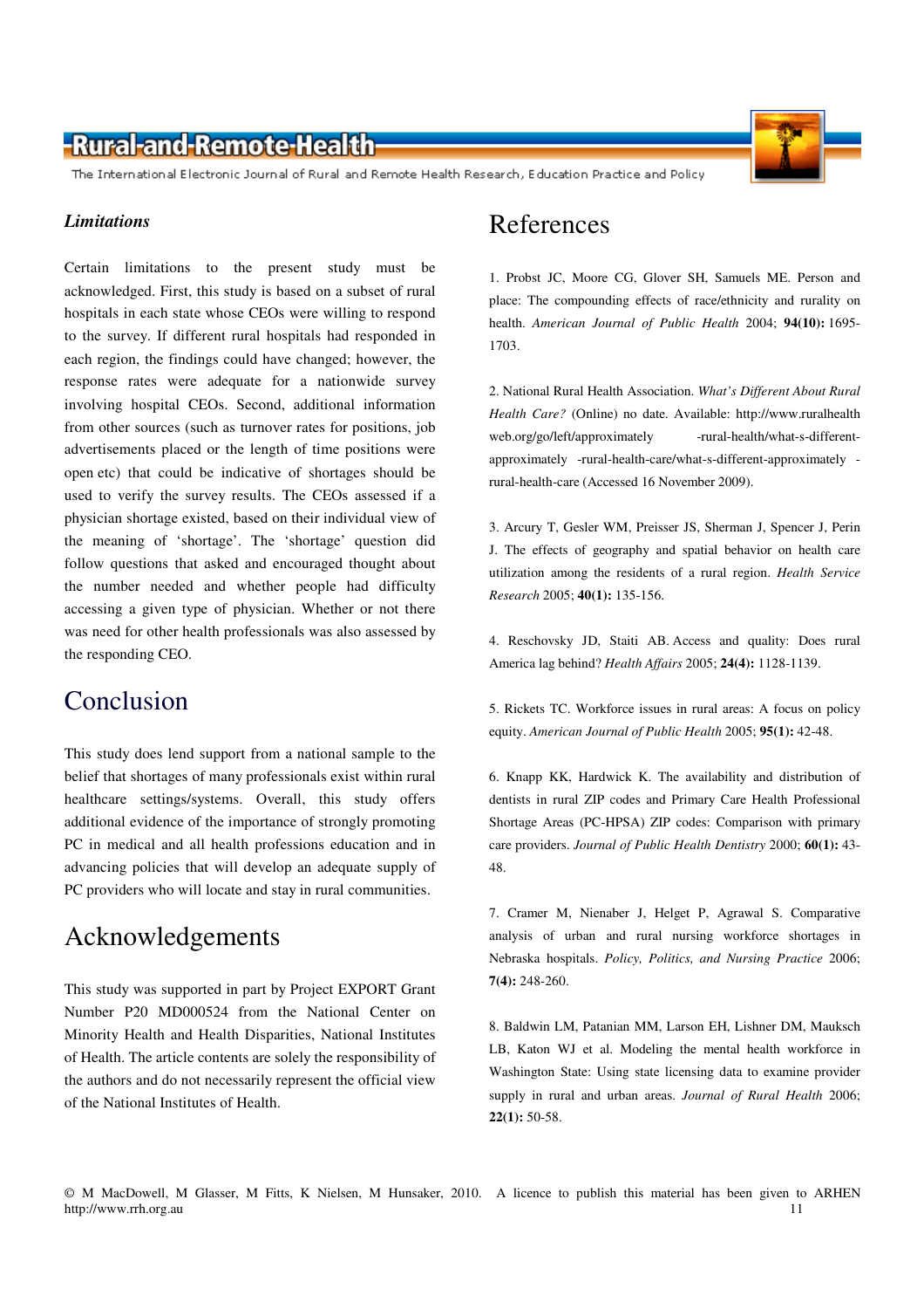### *Limitations*

Certain limitations to the present study must be acknowledged. First, this study is based on a subset of rural hospitals in each state whose CEOs were willing to respond to the survey. If different rural hospitals had responded in each region, the findings could have changed; however, the response rates were adequate for a nationwide survey involving hospital CEOs. Second, additional information from other sources (such as turnover rates for positions, job advertisements placed or the length of time positions were open etc) that could be indicative of shortages should be used to verify the survey results. The CEOs assessed if a physician shortage existed, based on their individual view of the meaning of 'shortage'. The 'shortage' question did follow questions that asked and encouraged thought about the number needed and whether people had difficulty accessing a given type of physician. Whether or not there was need for other health professionals was also assessed by the responding CEO.

## Conclusion

This study does lend support from a national sample to the belief that shortages of many professionals exist within rural healthcare settings/systems. Overall, this study offers additional evidence of the importance of strongly promoting PC in medical and all health professions education and in advancing policies that will develop an adequate supply of PC providers who will locate and stay in rural communities.

## Acknowledgements

This study was supported in part by Project EXPORT Grant Number P20 MD000524 from the National Center on Minority Health and Health Disparities, National Institutes of Health. The article contents are solely the responsibility of the authors and do not necessarily represent the official view of the National Institutes of Health.

## References

1. Probst JC, Moore CG, Glover SH, Samuels ME. Person and place: The compounding effects of race/ethnicity and rurality on health. *American Journal of Public Health* 2004; **94(10):** 1695-1703.

2. National Rural Health Association. *What's Different About Rural Health Care?* (Online) no date. Available: http://www.ruralhealthweb.org/go/left/approximately -rural-health/what-s-different-approximately -rural-health-care/what-s-different-approximately -rural-health-care (Accessed 16 November 2009).

3. Arcury T, Gesler WM, Preisser JS, Sherman J, Spencer J, Perin J. The effects of geography and spatial behavior on health care utilization among the residents of a rural region. *Health Service Research* 2005; **40(1):** 135-156.

4. Reschovsky JD, Staiti AB. Access and quality: Does rural America lag behind? *Health Affairs* 2005; **24(4):** 1128-1139.

5. Rickets TC. Workforce issues in rural areas: A focus on policy equity. *American Journal of Public Health* 2005; **95(1):** 42-48.

6. Knapp KK, Hardwick K. The availability and distribution of dentists in rural ZIP codes and Primary Care Health Professional Shortage Areas (PC-HPSA) ZIP codes: Comparison with primary care providers. *Journal of Public Health Dentistry* 2000; **60(1):** 43-48.

7. Cramer M, Nienaber J, Helget P, Agrawal S. Comparative analysis of urban and rural nursing workforce shortages in Nebraska hospitals. *Policy, Politics, and Nursing Practice* 2006; **7(4):** 248-260.

8. Baldwin LM, Patanian MM, Larson EH, Lishner DM, Mauksch LB, Katon WJ et al. Modeling the mental health workforce in Washington State: Using state licensing data to examine provider supply in rural and urban areas. *Journal of Rural Health* 2006; **22(1):** 50-58.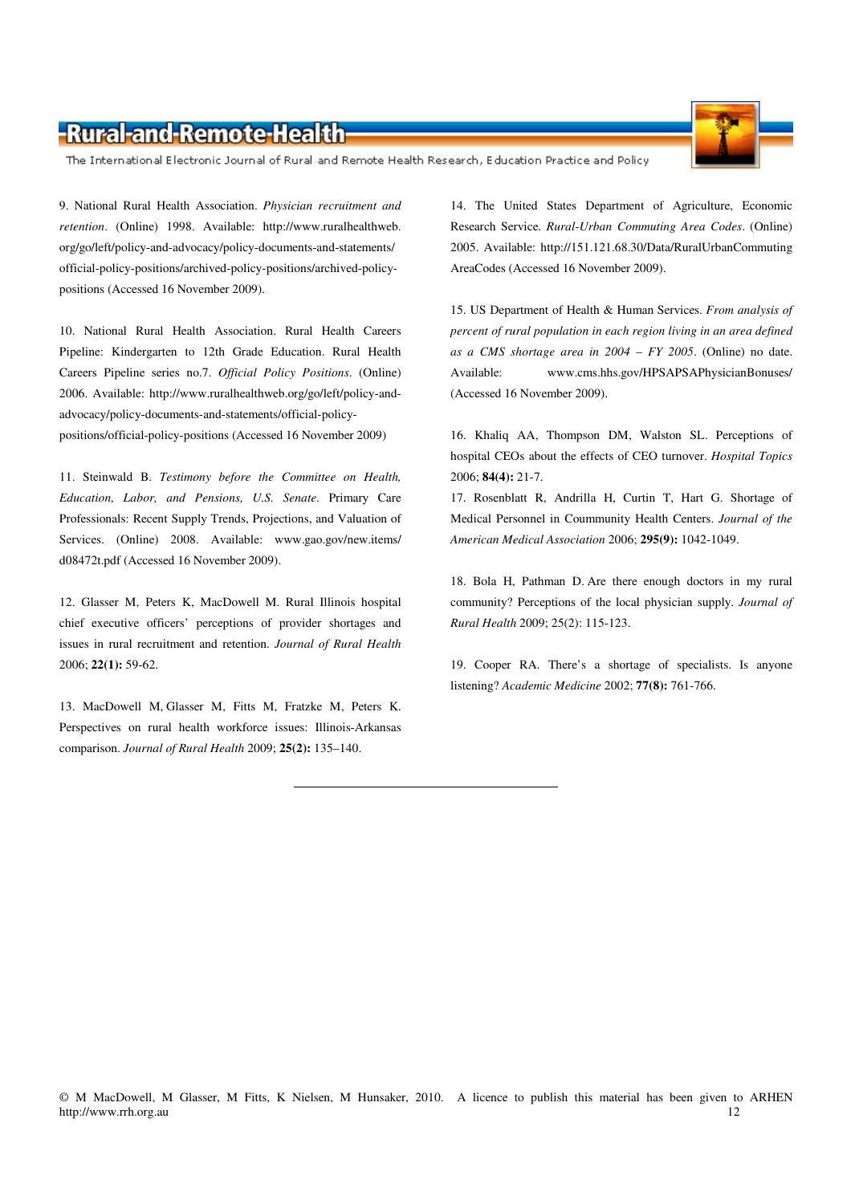9. National Rural Health Association. *Physician recruitment and retention*. (Online) 1998. Available: http://www.ruralhealthweb.org/go/left/policy-and-advocacy/policy-documents-and-statements/official-policy-positions/archived-policy-positions/archived-policy-positions (Accessed 16 November 2009).

10. National Rural Health Association. Rural Health Careers Pipeline: Kindergarten to 12th Grade Education. Rural Health Careers Pipeline series no.7. *Official Policy Positions*. (Online) 2006. Available: http://www.ruralhealthweb.org/go/left/policy-and-advocacy/policy-documents-and-statements/official-policy-positions/official-policy-positions (Accessed 16 November 2009)

11. Steinwald B. *Testimony before the Committee on Health, Education, Labor, and Pensions, U.S. Senate*. Primary Care Professionals: Recent Supply Trends, Projections, and Valuation of Services. (Online) 2008. Available: www.gao.gov/new.items/d08472t.pdf (Accessed 16 November 2009).

12. Glasser M, Peters K, MacDowell M. Rural Illinois hospital chief executive officers' perceptions of provider shortages and issues in rural recruitment and retention. *Journal of Rural Health* 2006; **22(1):** 59-62.

13. MacDowell M, Glasser M, Fitts M, Fratzke M, Peters K. Perspectives on rural health workforce issues: Illinois-Arkansas comparison. *Journal of Rural Health* 2009; **25(2):** 135–140.

14. The United States Department of Agriculture, Economic Research Service. *Rural-Urban Commuting Area Codes*. (Online) 2005. Available: http://151.121.68.30/Data/RuralUrbanCommutingAreaCodes (Accessed 16 November 2009).

15. US Department of Health & Human Services. *From analysis of percent of rural population in each region living in an area defined as a CMS shortage area in 2004 – FY 2005*. (Online) no date. Available: www.cms.hhs.gov/HPSAPSAPhysicianBonuses/ (Accessed 16 November 2009).

16. Khaliq AA, Thompson DM, Walston SL. Perceptions of hospital CEOs about the effects of CEO turnover. *Hospital Topics* 2006; **84(4):** 21-7.

17. Rosenblatt R, Andrilla H, Curtin T, Hart G. Shortage of Medical Personnel in Coammunity Health Centers. *Journal of the American Medical Association* 2006; **295(9):** 1042-1049.

18. Bola H, Pathman D. Are there enough doctors in my rural community? Perceptions of the local physician supply. *Journal of Rural Health* 2009; 25(2): 115-123.

19. Cooper RA. There's a shortage of specialists. Is anyone listening? *Academic Medicine* 2002; **77(8):** 761-766.